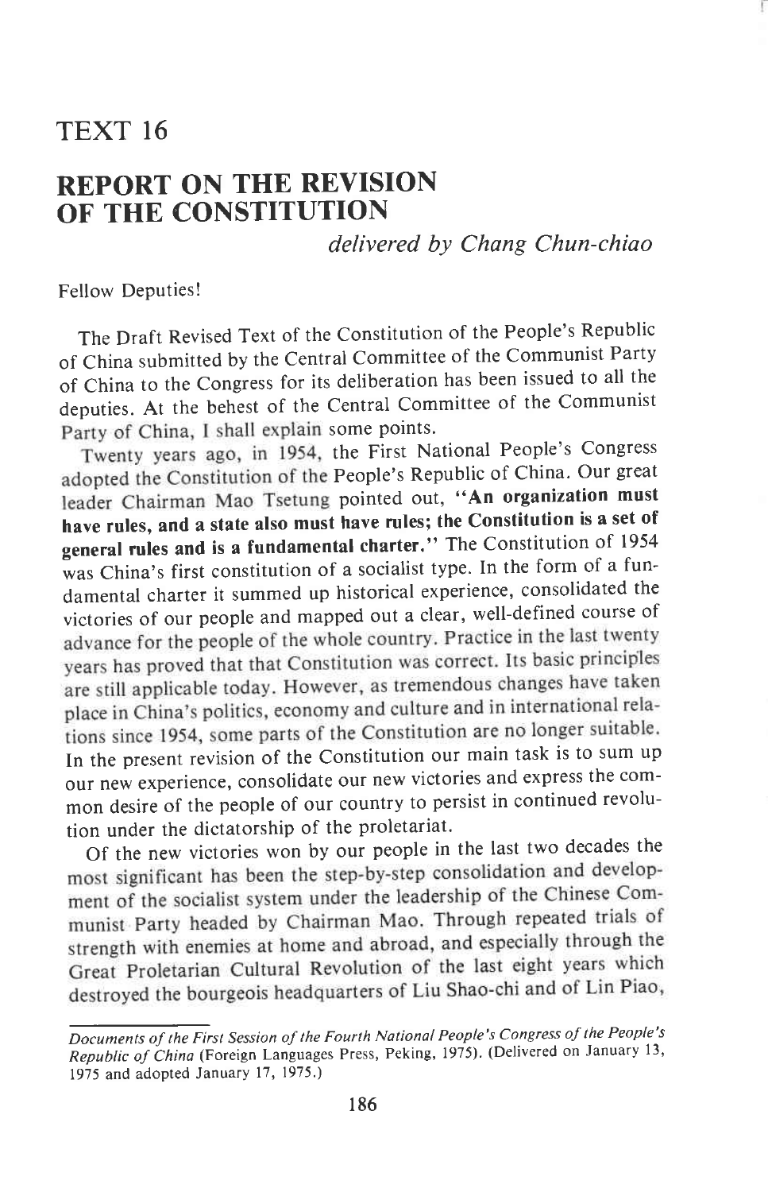# TEXT 16

## REPORT ON THE REVISION OF THE CONSTITUTION

*delivered by Chang Chun-chiao*

Fellow Deputies!

The Draft Revised Text of the Constitution of the People's Republic of China submitted by the Central Committee of the Communist Party of China to the Congress for its deliberation has been issued to all the deputies. At the behest of the Central Committee of the Communist Party of China, I shall explain some points.

Twenty years ago, in 1954, the First National People's Congress adopted the Constitution of the People's Republic of China. Our great leader Chairman Mao Tsetung pointed out, **"An organization must have rules, and a state also must have rules; the Constitution is a set of general rules and is a fundamental charter."** The Constitution of 1954 was China's first constitution of a socialist type. In the form of a fundamental charter it summed up historical experience, consolidated the victories of our people and mapped out a clear, well-defined course of advance for the people of the whole country. Practice in the last twenty years has proved that that Constitution was correct. Its basic principles are still applicable today. However, as tremendous changes have taken place in China's politics, economy and culture and in international relations since 1954, some parts of the Constitution are no longer suitable. In the present revision of the Constitution our main task is to sum up our new experience, consolidate our new victories and express the common desire of the people of our country to persist in continued revolution under the dictatorship of the proletariat.

Of the new victories won by our people in the last two decades the most significant has been the step-by-step consolidation and development of the socialist system under the leadership of the Chinese Communist Party headed by Chairman Mao. Through repeated trials of strength with enemies at home and abroad, and especially through the Great Proletarian Cultural Revolution of the last eight years which destroyed the bourgeois headquarters of Liu Shao-chi and of Lin Piao,

---

*Documents of the First Session of the Fourth National People's Congress of the People's Republic of China* (Foreign Languages Press, Peking, 1975). (Delivered on January 13, 1975 and adopted January 17, 1975.)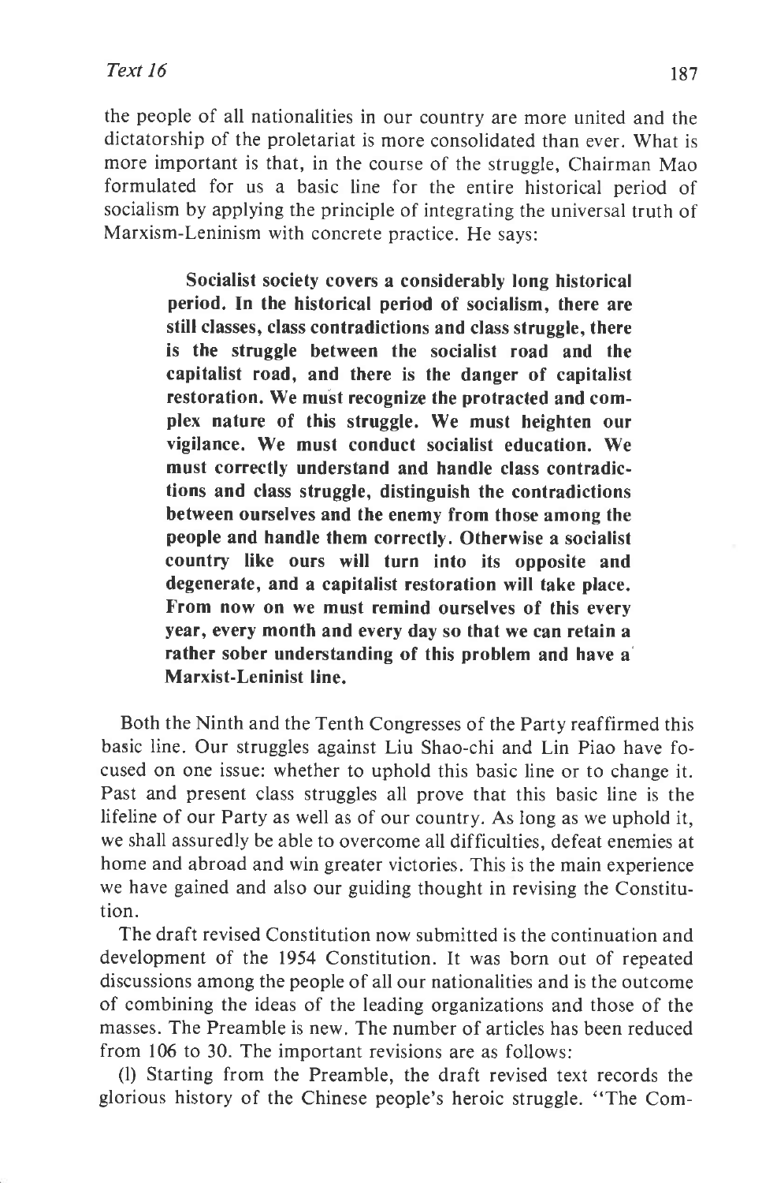the people of all nationalities in our country are more united and the dictatorship of the proletariat is more consolidated than ever. What is more important is that, in the course of the struggle, Chairman Mao formulated for us a basic line for the entire historical period of socialism by applying the principle of integrating the universal truth of Marxism-Leninism with concrete practice. He says:

> **Socialist society covers a considerably long historical period. In the historical period of socialism, there are still classes, class contradictions and class struggle, there is the struggle between the socialist road and the capitalist road, and there is the danger of capitalist restoration. We must recognize the protracted and complex nature of this struggle. We must heighten our vigilance. We must conduct socialist education. We must correctly understand and handle class contradictions and class struggle, distinguish the contradictions between ourselves and the enemy from those among the people and handle them correctly. Otherwise a socialist country like ours will turn into its opposite and degenerate, and a capitalist restoration will take place. From now on we must remind ourselves of this every year, every month and every day so that we can retain a rather sober understanding of this problem and have a Marxist-Leninist line.**

Both the Ninth and the Tenth Congresses of the Party reaffirmed this basic line. Our struggles against Liu Shao-chi and Lin Piao have focused on one issue: whether to uphold this basic line or to change it. Past and present class struggles all prove that this basic line is the lifeline of our Party as well as of our country. As long as we uphold it, we shall assuredly be able to overcome all difficulties, defeat enemies at home and abroad and win greater victories. This is the main experience we have gained and also our guiding thought in revising the Constitution.

The draft revised Constitution now submitted is the continuation and development of the 1954 Constitution. It was born out of repeated discussions among the people of all our nationalities and is the outcome of combining the ideas of the leading organizations and those of the masses. The Preamble is new. The number of articles has been reduced from 106 to 30. The important revisions are as follows:

(1) Starting from the Preamble, the draft revised text records the glorious history of the Chinese people's heroic struggle. "The Com-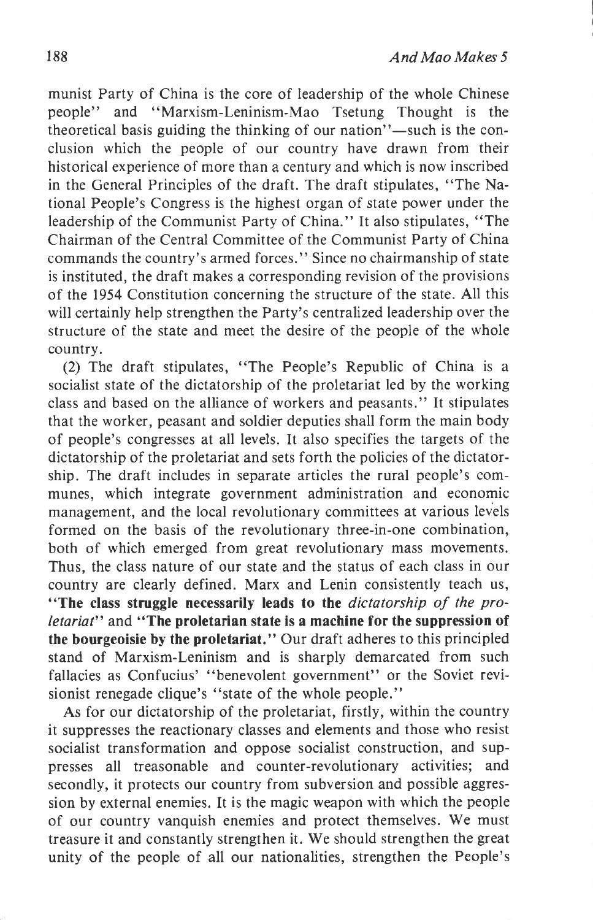munist Party of China is the core of leadership of the whole Chinese people" and "Marxism-Leninism-Mao Tsetung Thought is the theoretical basis guiding the thinking of our nation"—such is the conclusion which the people of our country have drawn from their historical experience of more than a century and which is now inscribed in the General Principles of the draft. The draft stipulates, "The National People's Congress is the highest organ of state power under the leadership of the Communist Party of China." It also stipulates, "The Chairman of the Central Committee of the Communist Party of China commands the country's armed forces." Since no chairmanship of state is instituted, the draft makes a corresponding revision of the provisions of the 1954 Constitution concerning the structure of the state. All this will certainly help strengthen the Party's centralized leadership over the structure of the state and meet the desire of the people of the whole country.

(2) The draft stipulates, "The People's Republic of China is a socialist state of the dictatorship of the proletariat led by the working class and based on the alliance of workers and peasants." It stipulates that the worker, peasant and soldier deputies shall form the main body of people's congresses at all levels. It also specifies the targets of the dictatorship of the proletariat and sets forth the policies of the dictatorship. The draft includes in separate articles the rural people's communes, which integrate government administration and economic management, and the local revolutionary committees at various levels formed on the basis of the revolutionary three-in-one combination, both of which emerged from great revolutionary mass movements. Thus, the class nature of our state and the status of each class in our country are clearly defined. Marx and Lenin consistently teach us, **"The class struggle necessarily leads to the *dictatorship of the proletariat*"** and **"The proletarian state is a machine for the suppression of the bourgeoisie by the proletariat."** Our draft adheres to this principled stand of Marxism-Leninism and is sharply demarcated from such fallacies as Confucius' "benevolent government" or the Soviet revisionist renegade clique's "state of the whole people."

As for our dictatorship of the proletariat, firstly, within the country it suppresses the reactionary classes and elements and those who resist socialist transformation and oppose socialist construction, and suppresses all treasonable and counter-revolutionary activities; and secondly, it protects our country from subversion and possible aggression by external enemies. It is the magic weapon with which the people of our country vanquish enemies and protect themselves. We must treasure it and constantly strengthen it. We should strengthen the great unity of the people of all our nationalities, strengthen the People's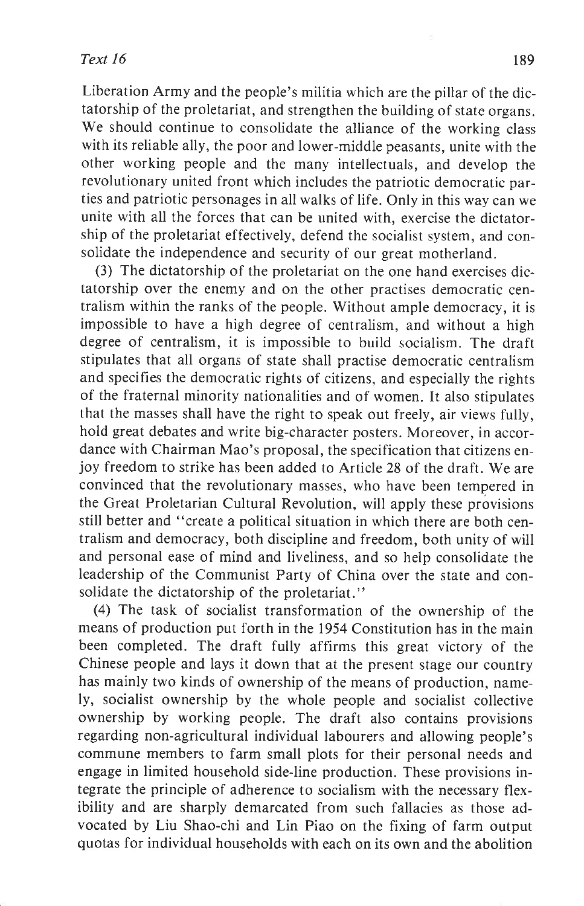Liberation Army and the people's militia which are the pillar of the dictatorship of the proletariat, and strengthen the building of state organs. We should continue to consolidate the alliance of the working class with its reliable ally, the poor and lower-middle peasants, unite with the other working people and the many intellectuals, and develop the revolutionary united front which includes the patriotic democratic parties and patriotic personages in all walks of life. Only in this way can we unite with all the forces that can be united with, exercise the dictatorship of the proletariat effectively, defend the socialist system, and consolidate the independence and security of our great motherland.

(3) The dictatorship of the proletariat on the one hand exercises dictatorship over the enemy and on the other practises democratic centralism within the ranks of the people. Without ample democracy, it is impossible to have a high degree of centralism, and without a high degree of centralism, it is impossible to build socialism. The draft stipulates that all organs of state shall practise democratic centralism and specifies the democratic rights of citizens, and especially the rights of the fraternal minority nationalities and of women. It also stipulates that the masses shall have the right to speak out freely, air views fully, hold great debates and write big-character posters. Moreover, in accordance with Chairman Mao's proposal, the specification that citizens enjoy freedom to strike has been added to Article 28 of the draft. We are convinced that the revolutionary masses, who have been tempered in the Great Proletarian Cultural Revolution, will apply these provisions still better and "create a political situation in which there are both centralism and democracy, both discipline and freedom, both unity of will and personal ease of mind and liveliness, and so help consolidate the leadership of the Communist Party of China over the state and consolidate the dictatorship of the proletariat."

(4) The task of socialist transformation of the ownership of the means of production put forth in the 1954 Constitution has in the main been completed. The draft fully affirms this great victory of the Chinese people and lays it down that at the present stage our country has mainly two kinds of ownership of the means of production, namely, socialist ownership by the whole people and socialist collective ownership by working people. The draft also contains provisions regarding non-agricultural individual labourers and allowing people's commune members to farm small plots for their personal needs and engage in limited household side-line production. These provisions integrate the principle of adherence to socialism with the necessary flexibility and are sharply demarcated from such fallacies as those advocated by Liu Shao-chi and Lin Piao on the fixing of farm output quotas for individual households with each on its own and the abolition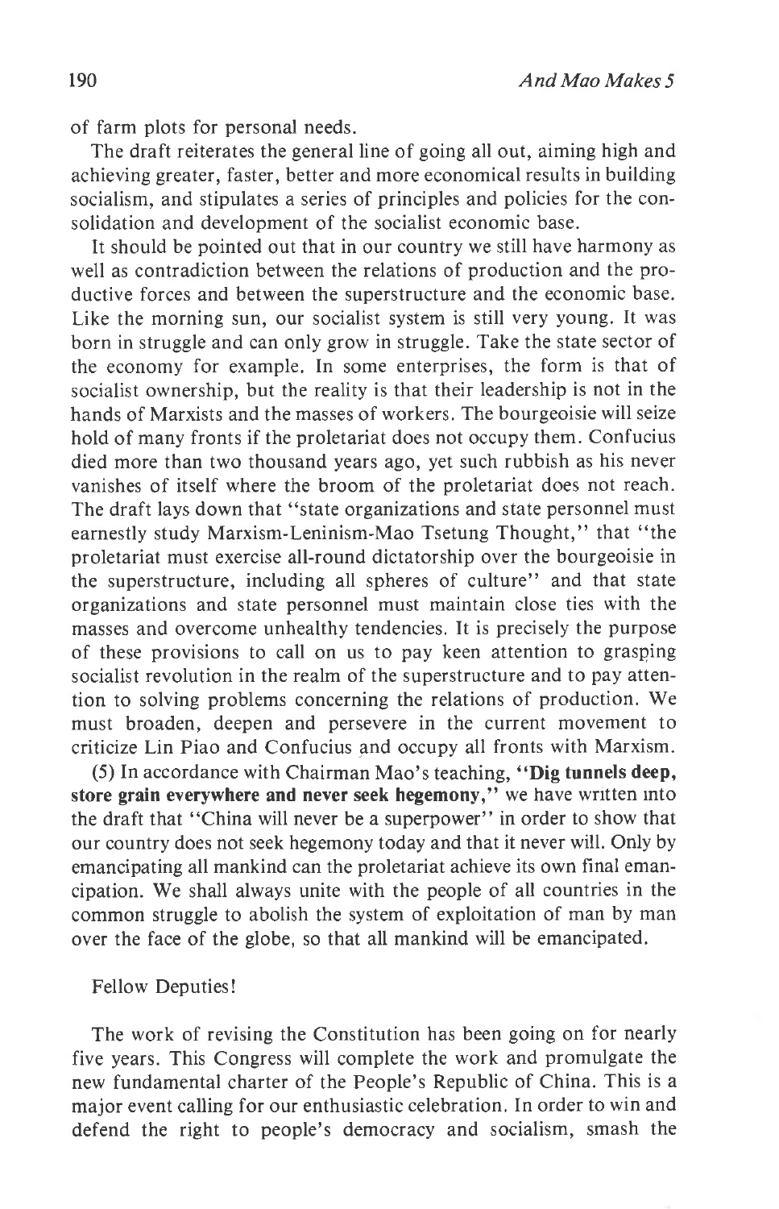of farm plots for personal needs.

The draft reiterates the general line of going all out, aiming high and achieving greater, faster, better and more economical results in building socialism, and stipulates a series of principles and policies for the consolidation and development of the socialist economic base.

It should be pointed out that in our country we still have harmony as well as contradiction between the relations of production and the productive forces and between the superstructure and the economic base. Like the morning sun, our socialist system is still very young. It was born in struggle and can only grow in struggle. Take the state sector of the economy for example. In some enterprises, the form is that of socialist ownership, but the reality is that their leadership is not in the hands of Marxists and the masses of workers. The bourgeoisie will seize hold of many fronts if the proletariat does not occupy them. Confucius died more than two thousand years ago, yet such rubbish as his never vanishes of itself where the broom of the proletariat does not reach. The draft lays down that "state organizations and state personnel must earnestly study Marxism-Leninism-Mao Tsetung Thought," that "the proletariat must exercise all-round dictatorship over the bourgeoisie in the superstructure, including all spheres of culture" and that state organizations and state personnel must maintain close ties with the masses and overcome unhealthy tendencies. It is precisely the purpose of these provisions to call on us to pay keen attention to grasping socialist revolution in the realm of the superstructure and to pay attention to solving problems concerning the relations of production. We must broaden, deepen and persevere in the current movement to criticize Lin Piao and Confucius and occupy all fronts with Marxism.

(5) In accordance with Chairman Mao's teaching, **"Dig tunnels deep, store grain everywhere and never seek hegemony,"** we have written into the draft that "China will never be a superpower" in order to show that our country does not seek hegemony today and that it never will. Only by emancipating all mankind can the proletariat achieve its own final emancipation. We shall always unite with the people of all countries in the common struggle to abolish the system of exploitation of man by man over the face of the globe, so that all mankind will be emancipated.

Fellow Deputies!

The work of revising the Constitution has been going on for nearly five years. This Congress will complete the work and promulgate the new fundamental charter of the People's Republic of China. This is a major event calling for our enthusiastic celebration. In order to win and defend the right to people's democracy and socialism, smash the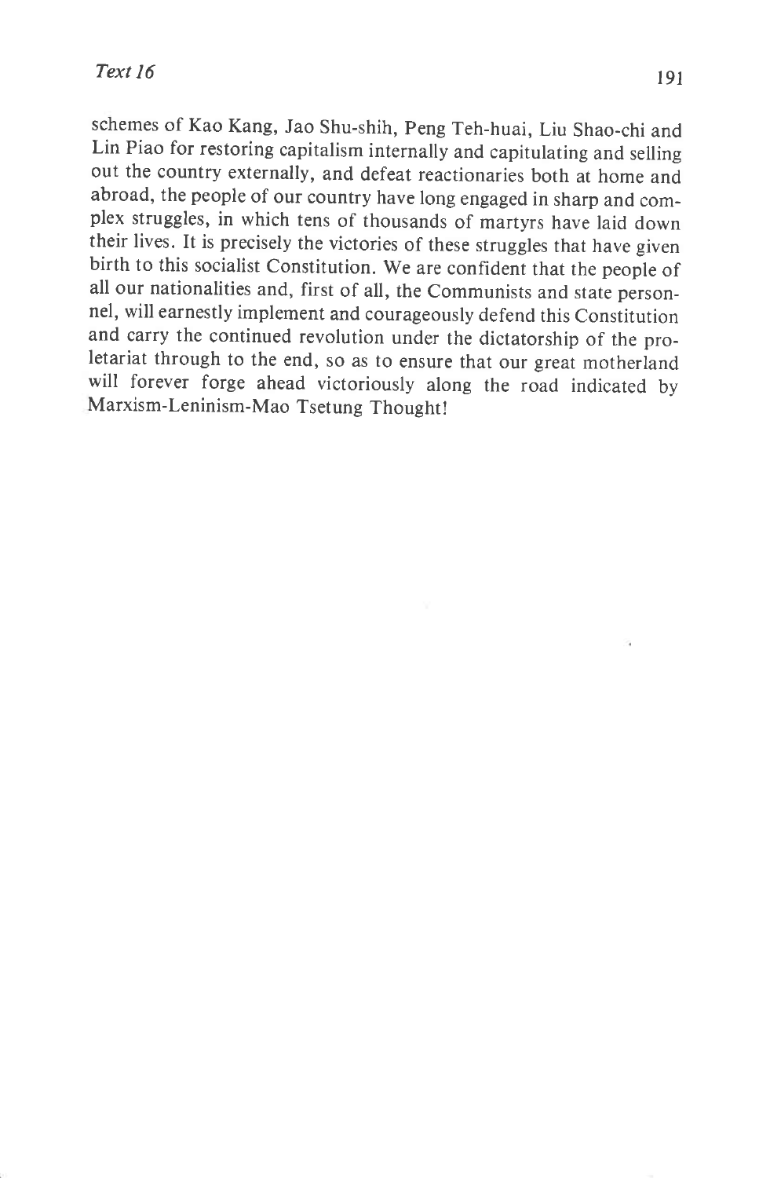schemes of Kao Kang, Jao Shu-shih, Peng Teh-huai, Liu Shao-chi and Lin Piao for restoring capitalism internally and capitulating and selling out the country externally, and defeat reactionaries both at home and abroad, the people of our country have long engaged in sharp and complex struggles, in which tens of thousands of martyrs have laid down their lives. It is precisely the victories of these struggles that have given birth to this socialist Constitution. We are confident that the people of all our nationalities and, first of all, the Communists and state personnel, will earnestly implement and courageously defend this Constitution and carry the continued revolution under the dictatorship of the proletariat through to the end, so as to ensure that our great motherland will forever forge ahead victoriously along the road indicated by Marxism-Leninism-Mao Tsetung Thought!